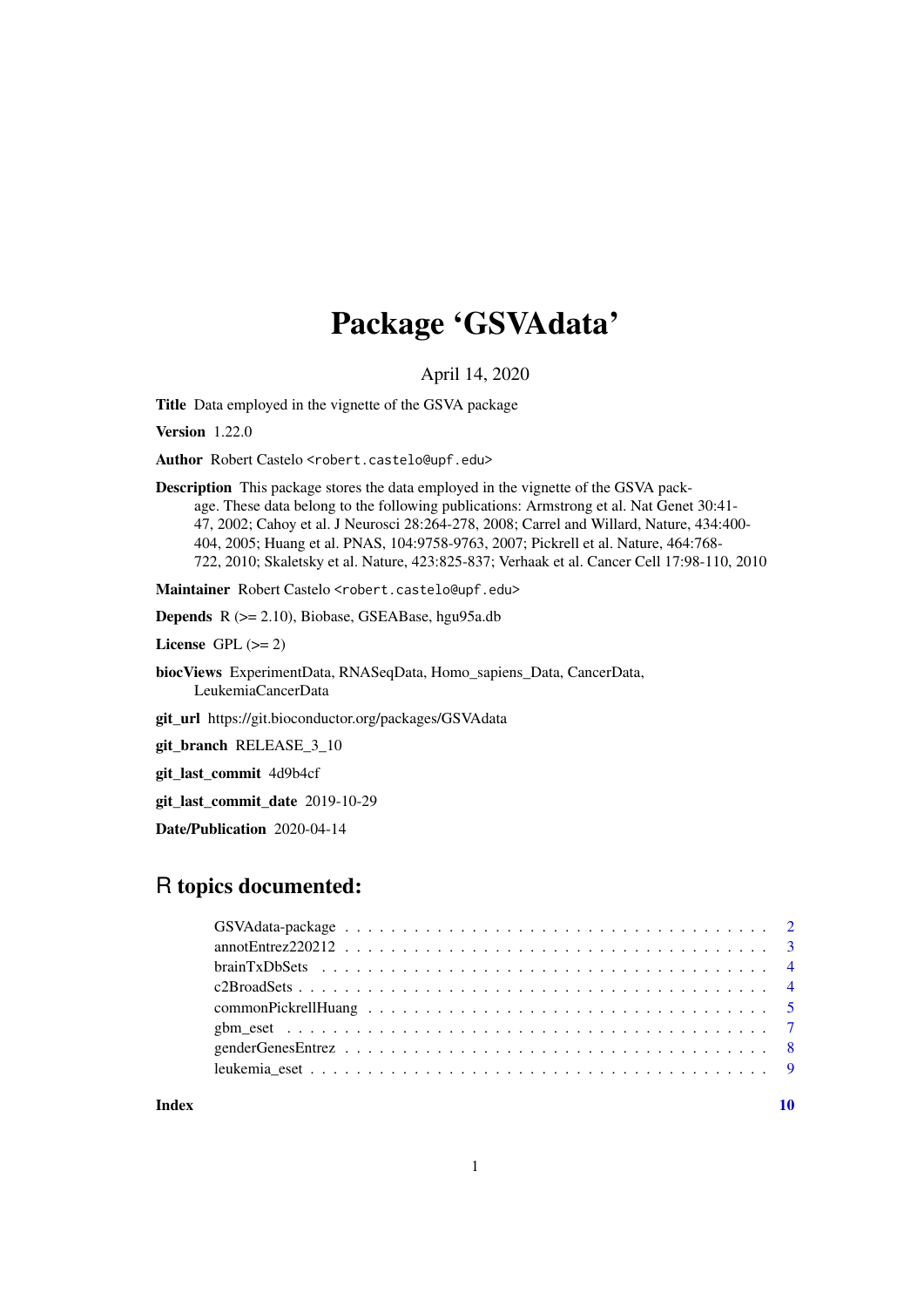# Package 'GSVAdata'

April 14, 2020

**Title** Data employed in the vignette of the GSVA package

**Version** 1.22.0

**Author** Robert Castelo <robert.castelo@upf.edu>

**Description** This package stores the data employed in the vignette of the GSVA package. These data belong to the following publications: Armstrong et al. Nat Genet 30:41-47, 2002; Cahoy et al. J Neurosci 28:264-278, 2008; Carrel and Willard, Nature, 434:400-404, 2005; Huang et al. PNAS, 104:9758-9763, 2007; Pickrell et al. Nature, 464:768-722, 2010; Skaletsky et al. Nature, 423:825-837; Verhaak et al. Cancer Cell 17:98-110, 2010

**Maintainer** Robert Castelo <robert.castelo@upf.edu>

**Depends** R (>= 2.10), Biobase, GSEABase, hgu95a.db

**License** GPL (>= 2)

**biocViews** ExperimentData, RNASeqData, Homo_sapiens_Data, CancerData, LeukemiaCancerData

**git_url** https://git.bioconductor.org/packages/GSVAdata

**git_branch** RELEASE_3_10

**git_last_commit** 4d9b4cf

**git_last_commit_date** 2019-10-29

**Date/Publication** 2020-04-14

## R topics documented:

- GSVAdata-package . . . . . . . . . . 2
- annotEntrez220212 . . . . . . . . . . 3
- brainTxDbSets . . . . . . . . . . 4
- c2BroadSets . . . . . . . . . . 4
- commonPickrellHuang . . . . . . . . . . 5
- gbm_eset . . . . . . . . . . 7
- genderGenesEntrez . . . . . . . . . . 8
- leukemia_eset . . . . . . . . . . 9

**Index** 10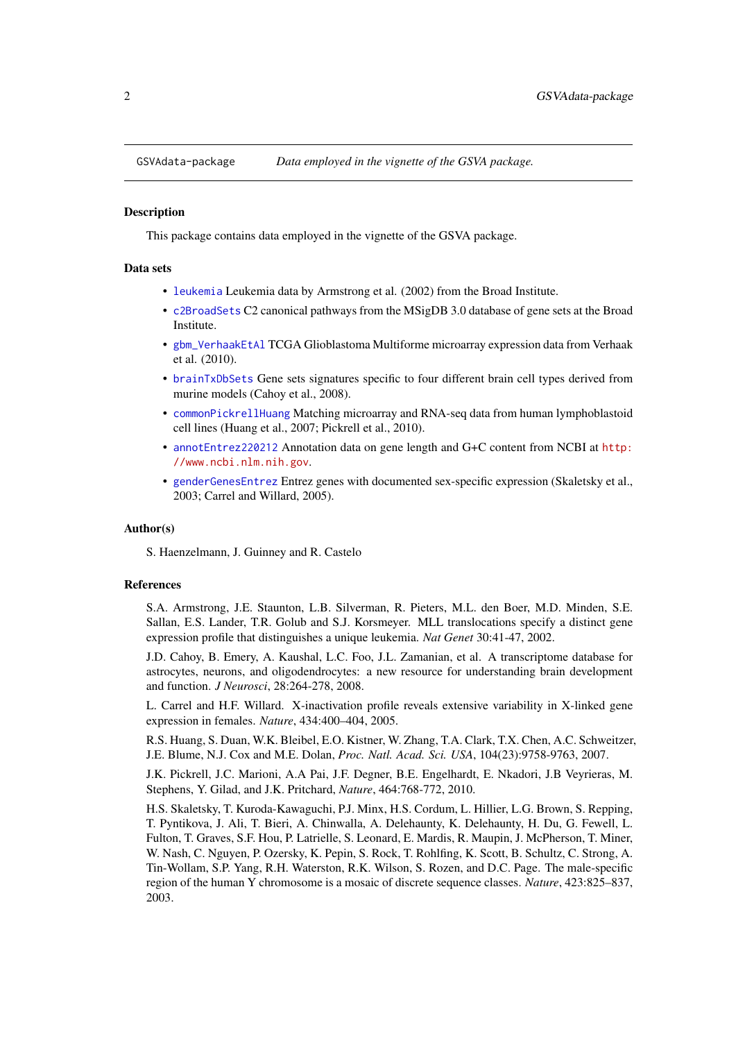# GSVAdata-package — *Data employed in the vignette of the GSVA package.*

## Description

This package contains data employed in the vignette of the GSVA package.

## Data sets

- `leukemia` Leukemia data by Armstrong et al. (2002) from the Broad Institute.
- `c2BroadSets` C2 canonical pathways from the MSigDB 3.0 database of gene sets at the Broad Institute.
- `gbm_VerhaakEtAl` TCGA Glioblastoma Multiforme microarray expression data from Verhaak et al. (2010).
- `brainTxDbSets` Gene sets signatures specific to four different brain cell types derived from murine models (Cahoy et al., 2008).
- `commonPickrellHuang` Matching microarray and RNA-seq data from human lymphoblastoid cell lines (Huang et al., 2007; Pickrell et al., 2010).
- `annotEntrez220212` Annotation data on gene length and G+C content from NCBI at http://www.ncbi.nlm.nih.gov.
- `genderGenesEntrez` Entrez genes with documented sex-specific expression (Skaletsky et al., 2003; Carrel and Willard, 2005).

## Author(s)

S. Haenzelmann, J. Guinney and R. Castelo

## References

S.A. Armstrong, J.E. Staunton, L.B. Silverman, R. Pieters, M.L. den Boer, M.D. Minden, S.E. Sallan, E.S. Lander, T.R. Golub and S.J. Korsmeyer. MLL translocations specify a distinct gene expression profile that distinguishes a unique leukemia. *Nat Genet* 30:41-47, 2002.

J.D. Cahoy, B. Emery, A. Kaushal, L.C. Foo, J.L. Zamanian, et al. A transcriptome database for astrocytes, neurons, and oligodendrocytes: a new resource for understanding brain development and function. *J Neurosci*, 28:264-278, 2008.

L. Carrel and H.F. Willard. X-inactivation profile reveals extensive variability in X-linked gene expression in females. *Nature*, 434:400–404, 2005.

R.S. Huang, S. Duan, W.K. Bleibel, E.O. Kistner, W. Zhang, T.A. Clark, T.X. Chen, A.C. Schweitzer, J.E. Blume, N.J. Cox and M.E. Dolan, *Proc. Natl. Acad. Sci. USA*, 104(23):9758-9763, 2007.

J.K. Pickrell, J.C. Marioni, A.A Pai, J.F. Degner, B.E. Engelhardt, E. Nkadori, J.B Veyrieras, M. Stephens, Y. Gilad, and J.K. Pritchard, *Nature*, 464:768-772, 2010.

H.S. Skaletsky, T. Kuroda-Kawaguchi, P.J. Minx, H.S. Cordum, L. Hillier, L.G. Brown, S. Repping, T. Pyntikova, J. Ali, T. Bieri, A. Chinwalla, A. Delehaunty, K. Delehaunty, H. Du, G. Fewell, L. Fulton, T. Graves, S.F. Hou, P. Latrielle, S. Leonard, E. Mardis, R. Maupin, J. McPherson, T. Miner, W. Nash, C. Nguyen, P. Ozersky, K. Pepin, S. Rock, T. Rohlfing, K. Scott, B. Schultz, C. Strong, A. Tin-Wollam, S.P. Yang, R.H. Waterston, R.K. Wilson, S. Rozen, and D.C. Page. The male-specific region of the human Y chromosome is a mosaic of discrete sequence classes. *Nature*, 423:825–837, 2003.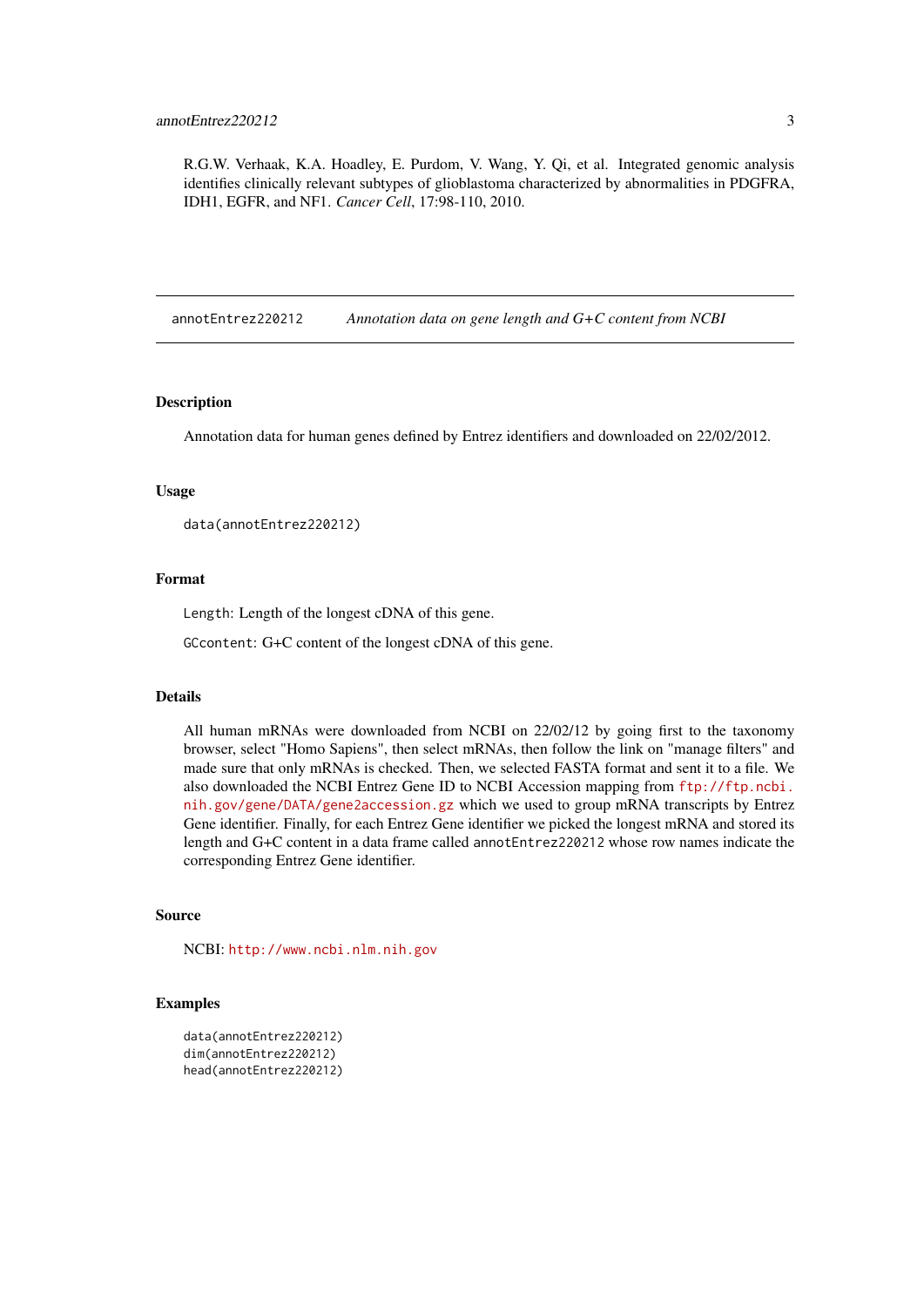R.G.W. Verhaak, K.A. Hoadley, E. Purdom, V. Wang, Y. Qi, et al. Integrated genomic analysis identifies clinically relevant subtypes of glioblastoma characterized by abnormalities in PDGFRA, IDH1, EGFR, and NF1. *Cancer Cell*, 17:98-110, 2010.

---

## annotEntrez220212 — *Annotation data on gene length and G+C content from NCBI*

---

### Description

Annotation data for human genes defined by Entrez identifiers and downloaded on 22/02/2012.

### Usage

```
data(annotEntrez220212)
```

### Format

`Length`: Length of the longest cDNA of this gene.

`GCcontent`: G+C content of the longest cDNA of this gene.

### Details

All human mRNAs were downloaded from NCBI on 22/02/12 by going first to the taxonomy browser, select "Homo Sapiens", then select mRNAs, then follow the link on "manage filters" and made sure that only mRNAs is checked. Then, we selected FASTA format and sent it to a file. We also downloaded the NCBI Entrez Gene ID to NCBI Accession mapping from ftp://ftp.ncbi.nih.gov/gene/DATA/gene2accession.gz which we used to group mRNA transcripts by Entrez Gene identifier. Finally, for each Entrez Gene identifier we picked the longest mRNA and stored its length and G+C content in a data frame called `annotEntrez220212` whose row names indicate the corresponding Entrez Gene identifier.

### Source

NCBI: http://www.ncbi.nlm.nih.gov

### Examples

```
data(annotEntrez220212)
dim(annotEntrez220212)
head(annotEntrez220212)
```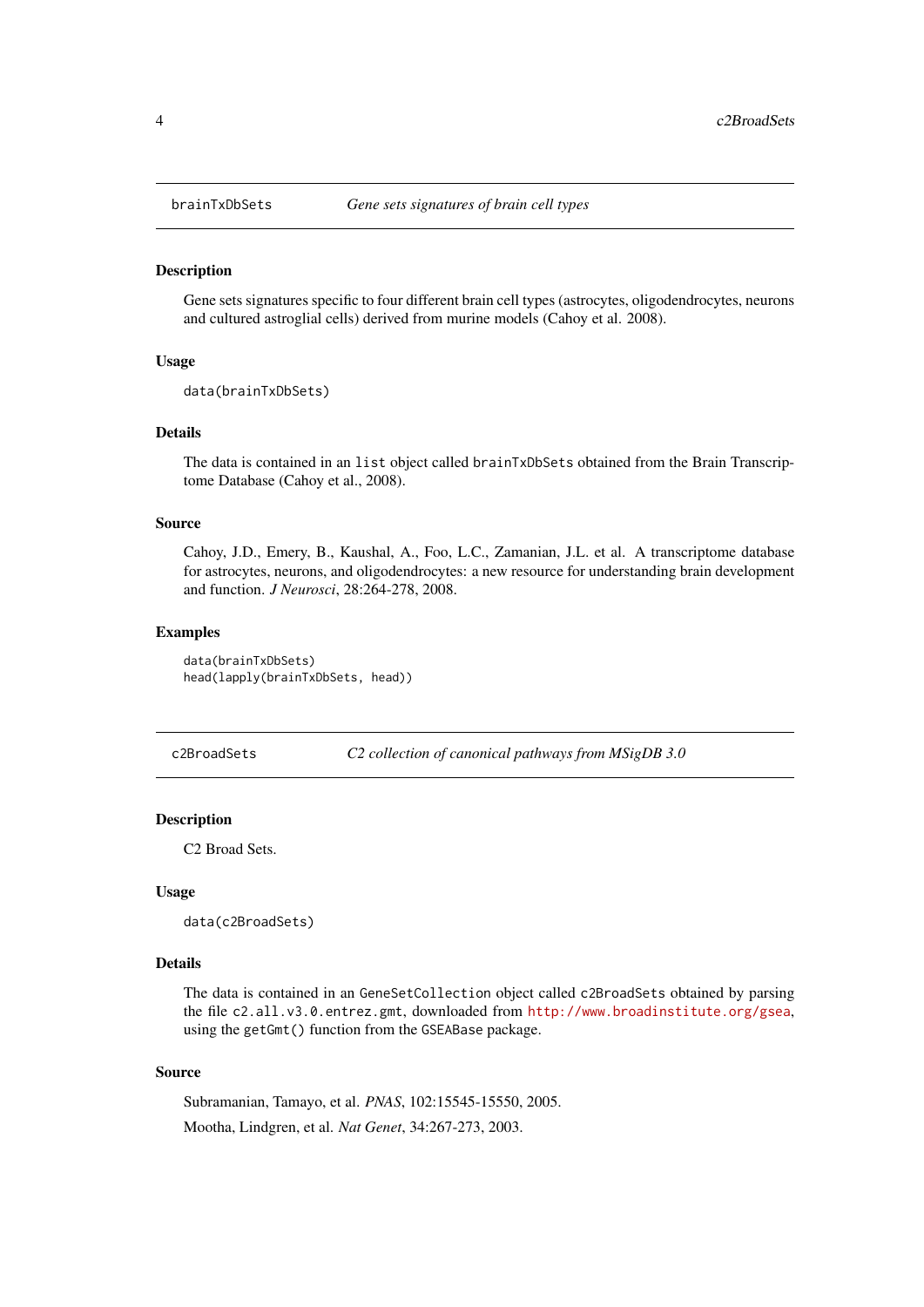## brainTxDbSets — *Gene sets signatures of brain cell types*

### Description

Gene sets signatures specific to four different brain cell types (astrocytes, oligodendrocytes, neurons and cultured astroglial cells) derived from murine models (Cahoy et al. 2008).

### Usage

```
data(brainTxDbSets)
```

### Details

The data is contained in an `list` object called `brainTxDbSets` obtained from the Brain Transcriptome Database (Cahoy et al., 2008).

### Source

Cahoy, J.D., Emery, B., Kaushal, A., Foo, L.C., Zamanian, J.L. et al. A transcriptome database for astrocytes, neurons, and oligodendrocytes: a new resource for understanding brain development and function. *J Neurosci*, 28:264-278, 2008.

### Examples

```
data(brainTxDbSets)
head(lapply(brainTxDbSets, head))
```

## c2BroadSets — *C2 collection of canonical pathways from MSigDB 3.0*

### Description

C2 Broad Sets.

### Usage

```
data(c2BroadSets)
```

### Details

The data is contained in an `GeneSetCollection` object called `c2BroadSets` obtained by parsing the file `c2.all.v3.0.entrez.gmt`, downloaded from http://www.broadinstitute.org/gsea, using the `getGmt()` function from the `GSEABase` package.

### Source

Subramanian, Tamayo, et al. *PNAS*, 102:15545-15550, 2005.

Mootha, Lindgren, et al. *Nat Genet*, 34:267-273, 2003.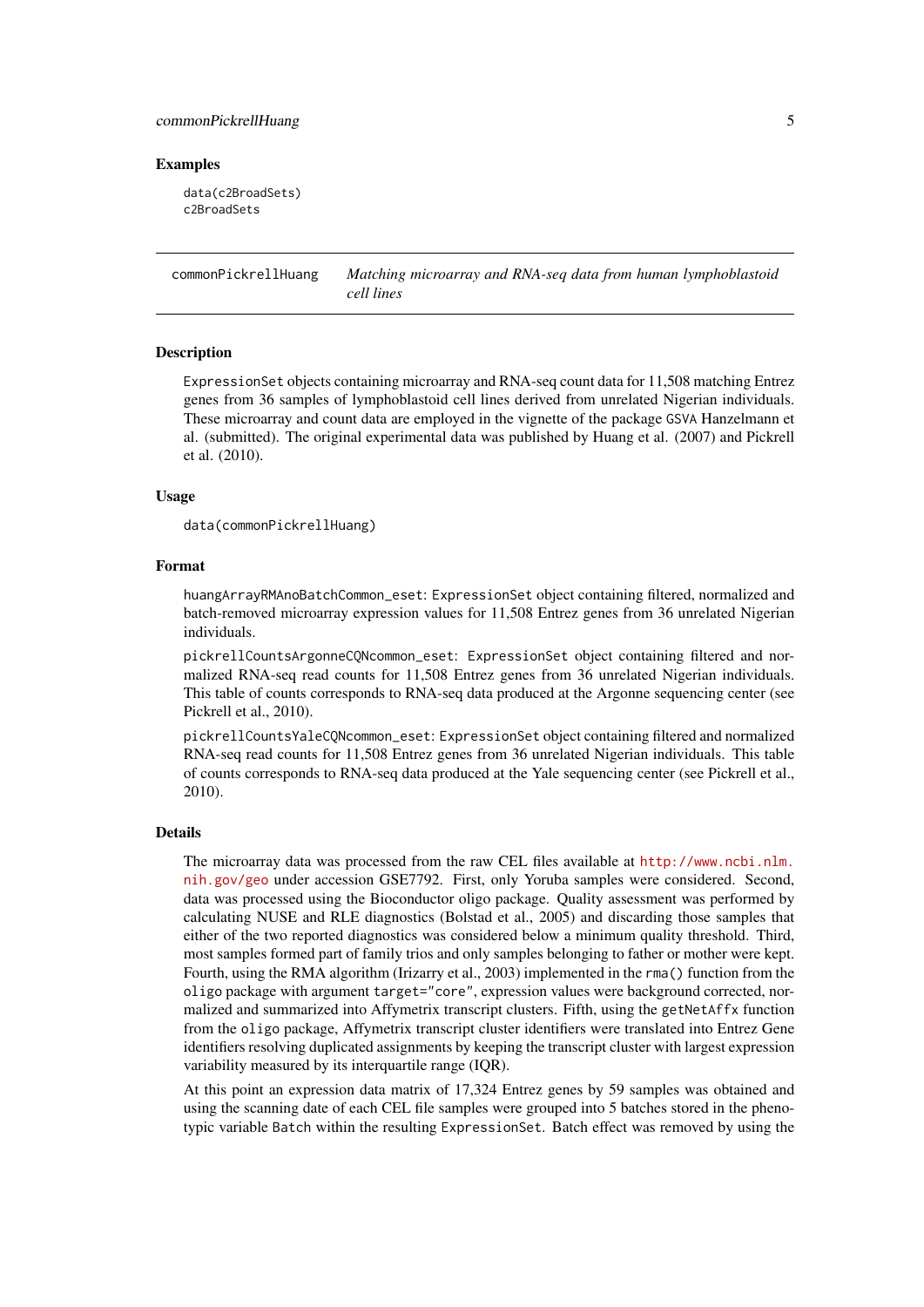### Examples

```
data(c2BroadSets)
c2BroadSets
```

---

## commonPickrellHuang — *Matching microarray and RNA-seq data from human lymphoblastoid cell lines*

---

### Description

`ExpressionSet` objects containing microarray and RNA-seq count data for 11,508 matching Entrez genes from 36 samples of lymphoblastoid cell lines derived from unrelated Nigerian individuals. These microarray and count data are employed in the vignette of the package `GSVA` Hanzelmann et al. (submitted). The original experimental data was published by Huang et al. (2007) and Pickrell et al. (2010).

### Usage

```
data(commonPickrellHuang)
```

### Format

`huangArrayRMAnoBatchCommon_eset`: `ExpressionSet` object containing filtered, normalized and batch-removed microarray expression values for 11,508 Entrez genes from 36 unrelated Nigerian individuals.

`pickrellCountsArgonneCQNcommon_eset`: `ExpressionSet` object containing filtered and normalized RNA-seq read counts for 11,508 Entrez genes from 36 unrelated Nigerian individuals. This table of counts corresponds to RNA-seq data produced at the Argonne sequencing center (see Pickrell et al., 2010).

`pickrellCountsYaleCQNcommon_eset`: `ExpressionSet` object containing filtered and normalized RNA-seq read counts for 11,508 Entrez genes from 36 unrelated Nigerian individuals. This table of counts corresponds to RNA-seq data produced at the Yale sequencing center (see Pickrell et al., 2010).

### Details

The microarray data was processed from the raw CEL files available at http://www.ncbi.nlm.nih.gov/geo under accession GSE7792. First, only Yoruba samples were considered. Second, data was processed using the Bioconductor oligo package. Quality assessment was performed by calculating NUSE and RLE diagnostics (Bolstad et al., 2005) and discarding those samples that either of the two reported diagnostics was considered below a minimum quality threshold. Third, most samples formed part of family trios and only samples belonging to father or mother were kept. Fourth, using the RMA algorithm (Irizarry et al., 2003) implemented in the `rma()` function from the `oligo` package with argument `target="core"`, expression values were background corrected, normalized and summarized into Affymetrix transcript clusters. Fifth, using the `getNetAffx` function from the `oligo` package, Affymetrix transcript cluster identifiers were translated into Entrez Gene identifiers resolving duplicated assignments by keeping the transcript cluster with largest expression variability measured by its interquartile range (IQR).

At this point an expression data matrix of 17,324 Entrez genes by 59 samples was obtained and using the scanning date of each CEL file samples were grouped into 5 batches stored in the phenotypic variable `Batch` within the resulting `ExpressionSet`. Batch effect was removed by using the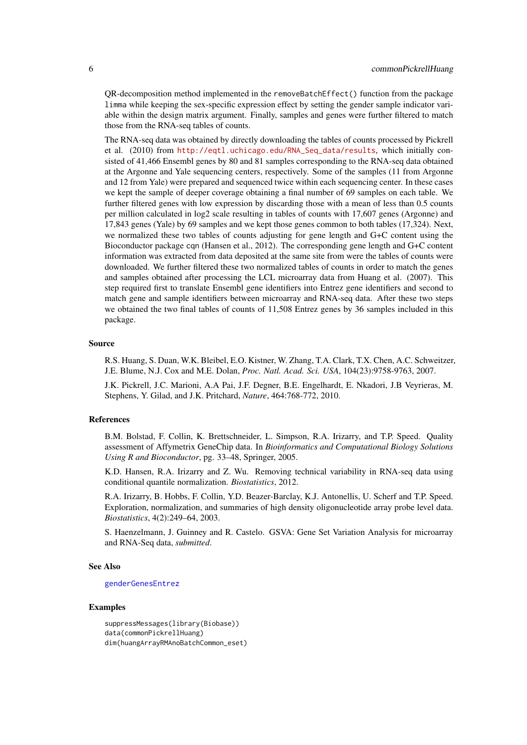QR-decomposition method implemented in the `removeBatchEffect()` function from the package `limma` while keeping the sex-specific expression effect by setting the gender sample indicator variable within the design matrix argument. Finally, samples and genes were further filtered to match those from the RNA-seq tables of counts.

The RNA-seq data was obtained by directly downloading the tables of counts processed by Pickrell et al. (2010) from http://eqtl.uchicago.edu/RNA_Seq_data/results, which initially consisted of 41,466 Ensembl genes by 80 and 81 samples corresponding to the RNA-seq data obtained at the Argonne and Yale sequencing centers, respectively. Some of the samples (11 from Argonne and 12 from Yale) were prepared and sequenced twice within each sequencing center. In these cases we kept the sample of deeper coverage obtaining a final number of 69 samples on each table. We further filtered genes with low expression by discarding those with a mean of less than 0.5 counts per million calculated in log2 scale resulting in tables of counts with 17,607 genes (Argonne) and 17,843 genes (Yale) by 69 samples and we kept those genes common to both tables (17,324). Next, we normalized these two tables of counts adjusting for gene length and G+C content using the Bioconductor package `cqn` (Hansen et al., 2012). The corresponding gene length and G+C content information was extracted from data deposited at the same site from were the tables of counts were downloaded. We further filtered these two normalized tables of counts in order to match the genes and samples obtained after processing the LCL microarray data from Huang et al. (2007). This step required first to translate Ensembl gene identifiers into Entrez gene identifiers and second to match gene and sample identifiers between microarray and RNA-seq data. After these two steps we obtained the two final tables of counts of 11,508 Entrez genes by 36 samples included in this package.

## Source

R.S. Huang, S. Duan, W.K. Bleibel, E.O. Kistner, W. Zhang, T.A. Clark, T.X. Chen, A.C. Schweitzer, J.E. Blume, N.J. Cox and M.E. Dolan, *Proc. Natl. Acad. Sci. USA*, 104(23):9758-9763, 2007.

J.K. Pickrell, J.C. Marioni, A.A Pai, J.F. Degner, B.E. Engelhardt, E. Nkadori, J.B Veyrieras, M. Stephens, Y. Gilad, and J.K. Pritchard, *Nature*, 464:768-772, 2010.

## References

B.M. Bolstad, F. Collin, K. Brettschneider, L. Simpson, R.A. Irizarry, and T.P. Speed. Quality assessment of Affymetrix GeneChip data. In *Bioinformatics and Computational Biology Solutions Using R and Bioconductor*, pg. 33–48, Springer, 2005.

K.D. Hansen, R.A. Irizarry and Z. Wu. Removing technical variability in RNA-seq data using conditional quantile normalization. *Biostatistics*, 2012.

R.A. Irizarry, B. Hobbs, F. Collin, Y.D. Beazer-Barclay, K.J. Antonellis, U. Scherf and T.P. Speed. Exploration, normalization, and summaries of high density oligonucleotide array probe level data. *Biostatistics*, 4(2):249–64, 2003.

S. Haenzelmann, J. Guinney and R. Castelo. GSVA: Gene Set Variation Analysis for microarray and RNA-Seq data, *submitted*.

## See Also

genderGenesEntrez

## Examples

```
suppressMessages(library(Biobase))
data(commonPickrellHuang)
dim(huangArrayRMAnoBatchCommon_eset)
```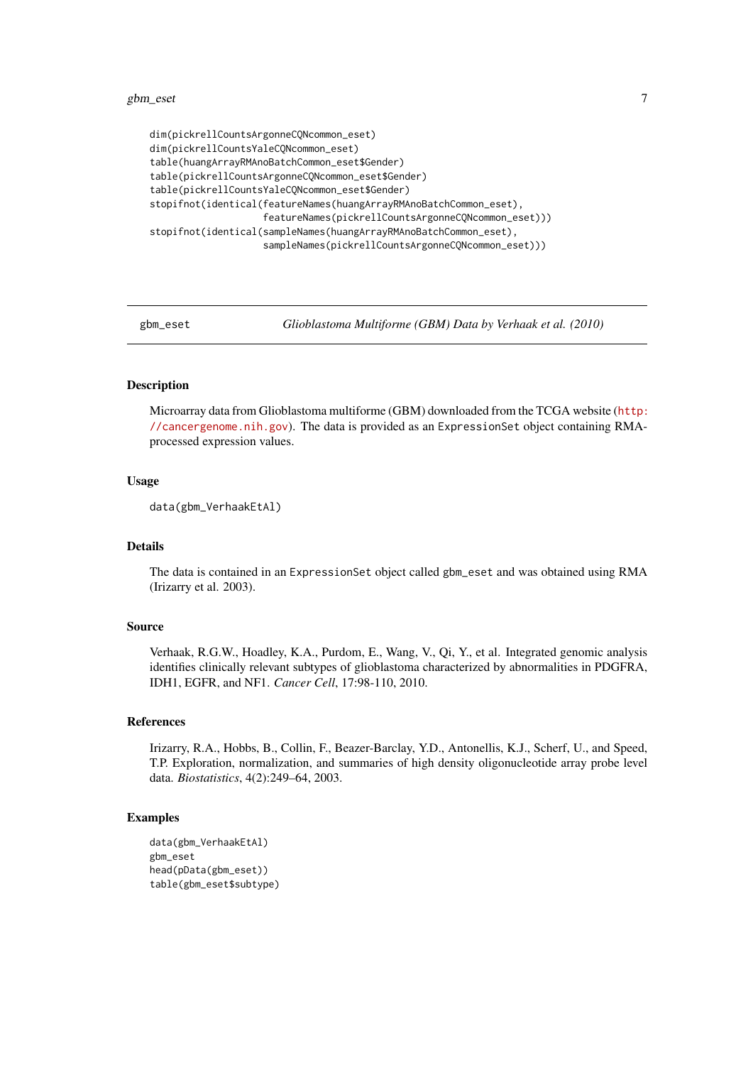```
dim(pickrellCountsArgonneCQNcommon_eset)
dim(pickrellCountsYaleCQNcommon_eset)
table(huangArrayRMAnoBatchCommon_eset$Gender)
table(pickrellCountsArgonneCQNcommon_eset$Gender)
table(pickrellCountsYaleCQNcommon_eset$Gender)
stopifnot(identical(featureNames(huangArrayRMAnoBatchCommon_eset),
                    featureNames(pickrellCountsArgonneCQNcommon_eset)))
stopifnot(identical(sampleNames(huangArrayRMAnoBatchCommon_eset),
                    sampleNames(pickrellCountsArgonneCQNcommon_eset)))
```

---

## gbm_eset — *Glioblastoma Multiforme (GBM) Data by Verhaak et al. (2010)*

---

### Description

Microarray data from Glioblastoma multiforme (GBM) downloaded from the TCGA website (http://cancergenome.nih.gov). The data is provided as an `ExpressionSet` object containing RMA-processed expression values.

### Usage

```
data(gbm_VerhaakEtAl)
```

### Details

The data is contained in an `ExpressionSet` object called `gbm_eset` and was obtained using RMA (Irizarry et al. 2003).

### Source

Verhaak, R.G.W., Hoadley, K.A., Purdom, E., Wang, V., Qi, Y., et al. Integrated genomic analysis identifies clinically relevant subtypes of glioblastoma characterized by abnormalities in PDGFRA, IDH1, EGFR, and NF1. *Cancer Cell*, 17:98-110, 2010.

### References

Irizarry, R.A., Hobbs, B., Collin, F., Beazer-Barclay, Y.D., Antonellis, K.J., Scherf, U., and Speed, T.P. Exploration, normalization, and summaries of high density oligonucleotide array probe level data. *Biostatistics*, 4(2):249–64, 2003.

### Examples

```
data(gbm_VerhaakEtAl)
gbm_eset
head(pData(gbm_eset))
table(gbm_eset$subtype)
```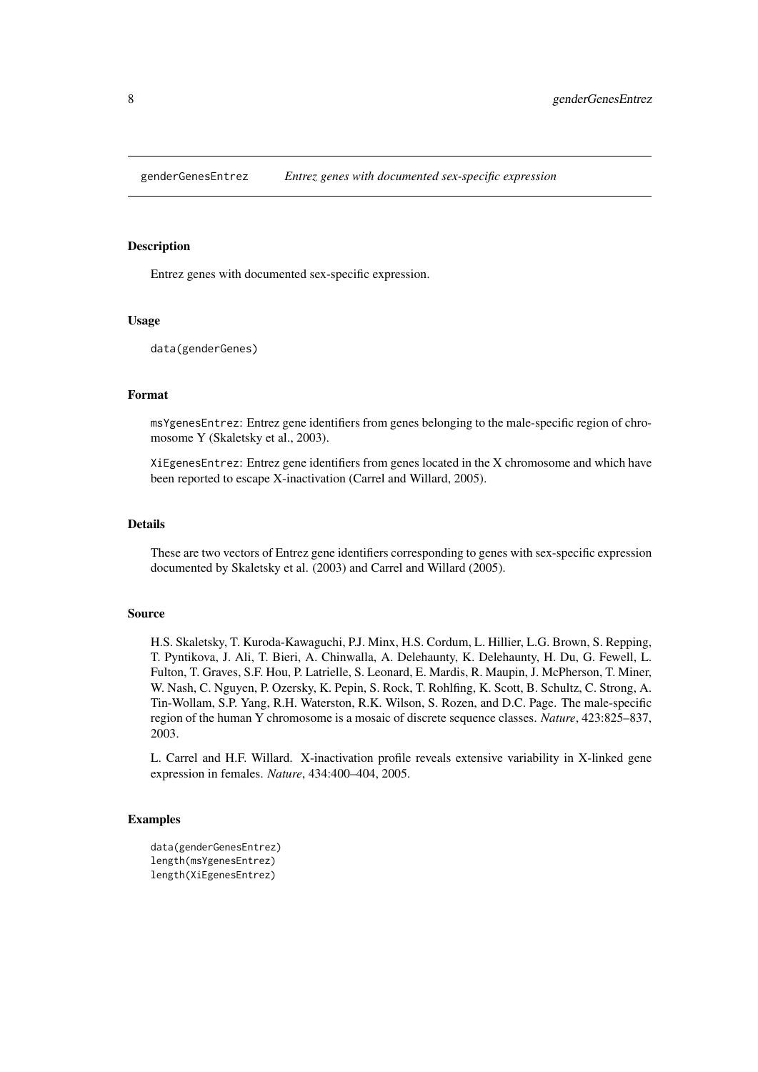genderGenesEntrez *Entrez genes with documented sex-specific expression*

## Description

Entrez genes with documented sex-specific expression.

## Usage

```
data(genderGenes)
```

## Format

`msYgenesEntrez`: Entrez gene identifiers from genes belonging to the male-specific region of chromosome Y (Skaletsky et al., 2003).

`XiEgenesEntrez`: Entrez gene identifiers from genes located in the X chromosome and which have been reported to escape X-inactivation (Carrel and Willard, 2005).

## Details

These are two vectors of Entrez gene identifiers corresponding to genes with sex-specific expression documented by Skaletsky et al. (2003) and Carrel and Willard (2005).

## Source

H.S. Skaletsky, T. Kuroda-Kawaguchi, P.J. Minx, H.S. Cordum, L. Hillier, L.G. Brown, S. Repping, T. Pyntikova, J. Ali, T. Bieri, A. Chinwalla, A. Delehaunty, K. Delehaunty, H. Du, G. Fewell, L. Fulton, T. Graves, S.F. Hou, P. Latrielle, S. Leonard, E. Mardis, R. Maupin, J. McPherson, T. Miner, W. Nash, C. Nguyen, P. Ozersky, K. Pepin, S. Rock, T. Rohlfing, K. Scott, B. Schultz, C. Strong, A. Tin-Wollam, S.P. Yang, R.H. Waterston, R.K. Wilson, S. Rozen, and D.C. Page. The male-specific region of the human Y chromosome is a mosaic of discrete sequence classes. *Nature*, 423:825–837, 2003.

L. Carrel and H.F. Willard. X-inactivation profile reveals extensive variability in X-linked gene expression in females. *Nature*, 434:400–404, 2005.

## Examples

```
data(genderGenesEntrez)
length(msYgenesEntrez)
length(XiEgenesEntrez)
```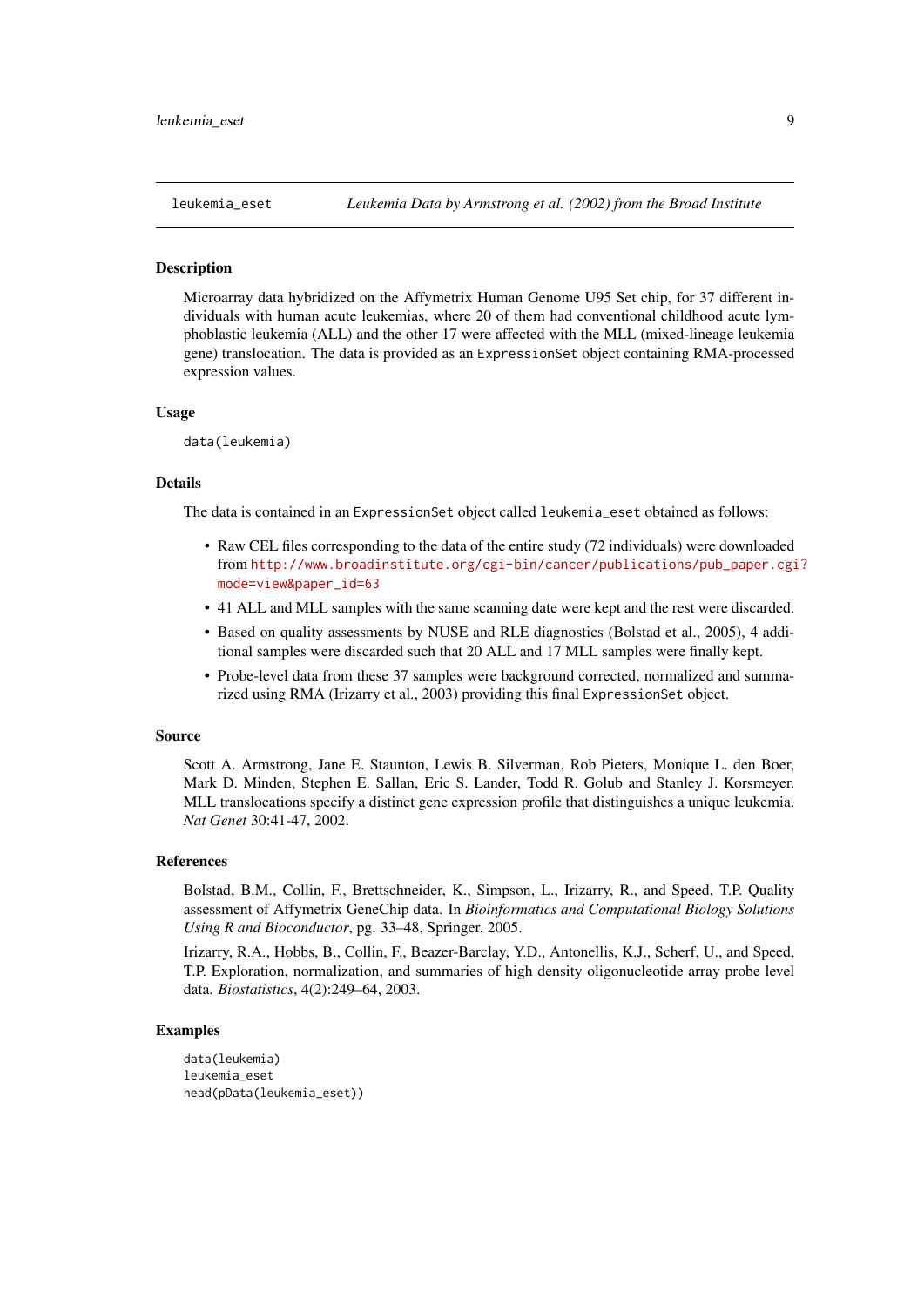## leukemia_eset — *Leukemia Data by Armstrong et al. (2002) from the Broad Institute*

### Description

Microarray data hybridized on the Affymetrix Human Genome U95 Set chip, for 37 different individuals with human acute leukemias, where 20 of them had conventional childhood acute lymphoblastic leukemia (ALL) and the other 17 were affected with the MLL (mixed-lineage leukemia gene) translocation. The data is provided as an `ExpressionSet` object containing RMA-processed expression values.

### Usage

```
data(leukemia)
```

### Details

The data is contained in an `ExpressionSet` object called `leukemia_eset` obtained as follows:

- Raw CEL files corresponding to the data of the entire study (72 individuals) were downloaded from http://www.broadinstitute.org/cgi-bin/cancer/publications/pub_paper.cgi?mode=view&paper_id=63
- 41 ALL and MLL samples with the same scanning date were kept and the rest were discarded.
- Based on quality assessments by NUSE and RLE diagnostics (Bolstad et al., 2005), 4 additional samples were discarded such that 20 ALL and 17 MLL samples were finally kept.
- Probe-level data from these 37 samples were background corrected, normalized and summarized using RMA (Irizarry et al., 2003) providing this final `ExpressionSet` object.

### Source

Scott A. Armstrong, Jane E. Staunton, Lewis B. Silverman, Rob Pieters, Monique L. den Boer, Mark D. Minden, Stephen E. Sallan, Eric S. Lander, Todd R. Golub and Stanley J. Korsmeyer. MLL translocations specify a distinct gene expression profile that distinguishes a unique leukemia. *Nat Genet* 30:41-47, 2002.

### References

Bolstad, B.M., Collin, F., Brettschneider, K., Simpson, L., Irizarry, R., and Speed, T.P. Quality assessment of Affymetrix GeneChip data. In *Bioinformatics and Computational Biology Solutions Using R and Bioconductor*, pg. 33–48, Springer, 2005.

Irizarry, R.A., Hobbs, B., Collin, F., Beazer-Barclay, Y.D., Antonellis, K.J., Scherf, U., and Speed, T.P. Exploration, normalization, and summaries of high density oligonucleotide array probe level data. *Biostatistics*, 4(2):249–64, 2003.

### Examples

```
data(leukemia)
leukemia_eset
head(pData(leukemia_eset))
```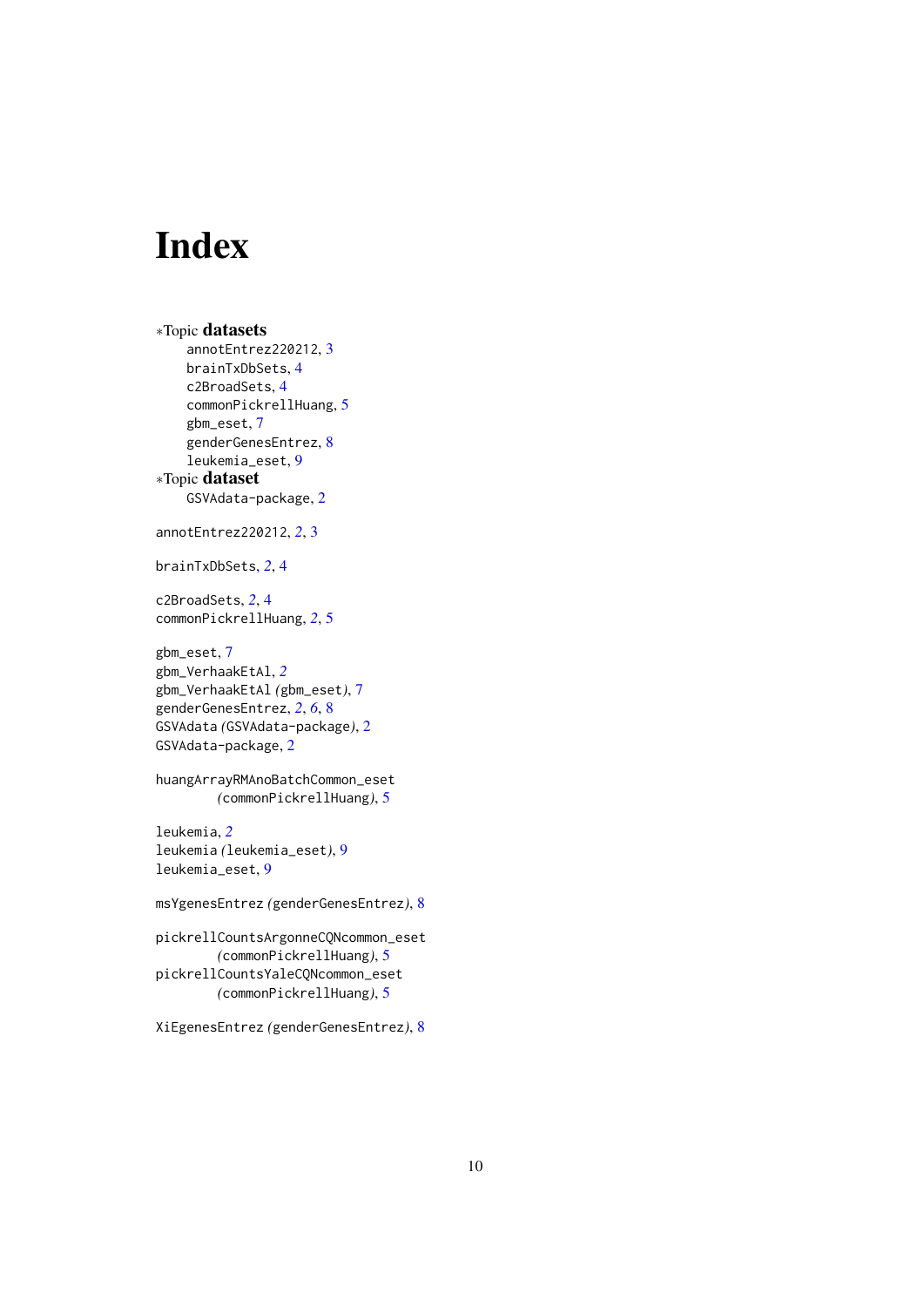# Index

*Topic **datasets**

- annotEntrez220212, 3
- brainTxDbSets, 4
- c2BroadSets, 4
- commonPickrellHuang, 5
- gbm_eset, 7
- genderGenesEntrez, 8
- leukemia_eset, 9

*Topic **dataset**

- GSVAdata-package, 2

annotEntrez220212, *2*, 3

brainTxDbSets, *2*, 4

c2BroadSets, *2*, 4
commonPickrellHuang, *2*, 5

gbm_eset, 7
gbm_VerhaakEtAl, *2*
gbm_VerhaakEtAl *(*gbm_eset*)*, 7
genderGenesEntrez, *2*, *6*, 8
GSVAdata *(*GSVAdata-package*)*, 2
GSVAdata-package, 2

huangArrayRMAnoBatchCommon_eset *(*commonPickrellHuang*)*, 5

leukemia, *2*
leukemia *(*leukemia_eset*)*, 9
leukemia_eset, 9

msYgenesEntrez *(*genderGenesEntrez*)*, 8

pickrellCountsArgonneCQNcommon_eset *(*commonPickrellHuang*)*, 5
pickrellCountsYaleCQNcommon_eset *(*commonPickrellHuang*)*, 5

XiEgenesEntrez *(*genderGenesEntrez*)*, 8